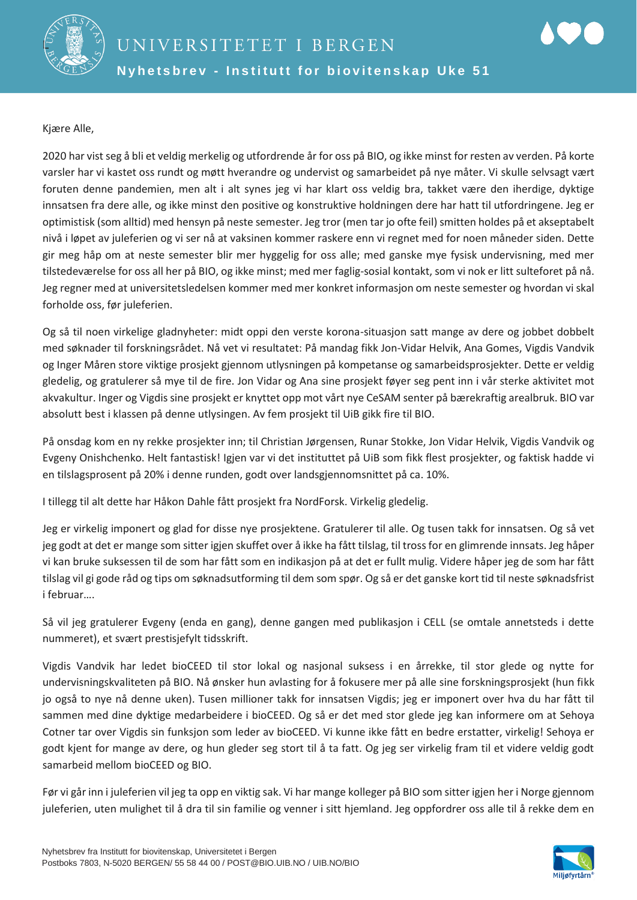# UNIVERSITETET I BERGEN

## Nyhetsbrev - Institutt for biovitenskap Uke 51

Kjære Alle,

2020 har vist seg å bli et veldig merkelig og utfordrende år for oss på BIO, og ikke minst for resten av verden. På korte varsler har vi kastet oss rundt og møtt hverandre og undervist og samarbeidet på nye måter. Vi skulle selvsagt vært foruten denne pandemien, men alt i alt synes jeg vi har klart oss veldig bra, takket være den iherdige, dyktige innsatsen fra dere alle, og ikke minst den positive og konstruktive holdningen dere har hatt til utfordringene. Jeg er optimistisk (som alltid) med hensyn på neste semester. Jeg tror (men tar jo ofte feil) smitten holdes på et akseptabelt nivå i løpet av juleferien og vi ser nå at vaksinen kommer raskere enn vi regnet med for noen måneder siden. Dette gir meg håp om at neste semester blir mer hyggelig for oss alle; med ganske mye fysisk undervisning, med mer tilstedeværelse for oss all her på BIO, og ikke minst; med mer faglig-sosial kontakt, som vi nok er litt sulteforet på nå. Jeg regner med at universitetsledelsen kommer med mer konkret informasjon om neste semester og hvordan vi skal forholde oss, før juleferien.

Og så til noen virkelige gladnyheter: midt oppi den verste korona-situasjon satt mange av dere og jobbet dobbelt med søknader til forskningsrådet. Nå vet vi resultatet: På mandag fikk Jon-Vidar Helvik, Ana Gomes, Vigdis Vandvik og Inger Måren store viktige prosjekt gjennom utlysningen på kompetanse og samarbeidsprosjekter. Dette er veldig gledelig, og gratulerer så mye til de fire. Jon Vidar og Ana sine prosjekt føyer seg pent inn i vår sterke aktivitet mot akvakultur. Inger og Vigdis sine prosjekt er knyttet opp mot vårt nye CeSAM senter på bærekraftig arealbruk. BIO var absolutt best i klassen på denne utlysingen. Av fem prosjekt til UiB gikk fire til BIO.

På onsdag kom en ny rekke prosjekter inn; til Christian Jørgensen, Runar Stokke, Jon Vidar Helvik, Vigdis Vandvik og Evgeny Onishchenko. Helt fantastisk! Igjen var vi det instituttet på UiB som fikk flest prosjekter, og faktisk hadde vi en tilslagsprosent på 20% i denne runden, godt over landsgjennomsnittet på ca. 10%.

I tillegg til alt dette har Håkon Dahle fått prosjekt fra NordForsk. Virkelig gledelig.

Jeg er virkelig imponert og glad for disse nye prosjektene. Gratulerer til alle. Og tusen takk for innsatsen. Og så vet jeg godt at det er mange som sitter igjen skuffet over å ikke ha fått tilslag, til tross for en glimrende innsats. Jeg håper vi kan bruke suksessen til de som har fått som en indikasjon på at det er fullt mulig. Videre håper jeg de som har fått tilslag vil gi gode råd og tips om søknadsutforming til dem som spør. Og så er det ganske kort tid til neste søknadsfrist i februar….

Så vil jeg gratulerer Evgeny (enda en gang), denne gangen med publikasjon i CELL (se omtale annetsteds i dette nummeret), et svært prestisjefylt tidsskrift.

Vigdis Vandvik har ledet bioCEED til stor lokal og nasjonal suksess i en årrekke, til stor glede og nytte for undervisningskvaliteten på BIO. Nå ønsker hun avlasting for å fokusere mer på alle sine forskningsprosjekt (hun fikk jo også to nye nå denne uken). Tusen millioner takk for innsatsen Vigdis; jeg er imponert over hva du har fått til sammen med dine dyktige medarbeidere i bioCEED. Og så er det med stor glede jeg kan informere om at Sehoya Cotner tar over Vigdis sin funksjon som leder av bioCEED. Vi kunne ikke fått en bedre erstatter, virkelig! Sehoya er godt kjent for mange av dere, og hun gleder seg stort til å ta fatt. Og jeg ser virkelig fram til et videre veldig godt samarbeid mellom bioCEED og BIO.

Før vi går inn i juleferien vil jeg ta opp en viktig sak. Vi har mange kolleger på BIO som sitter igjen her i Norge gjennom juleferien, uten mulighet til å dra til sin familie og venner i sitt hjemland. Jeg oppfordrer oss alle til å rekke dem en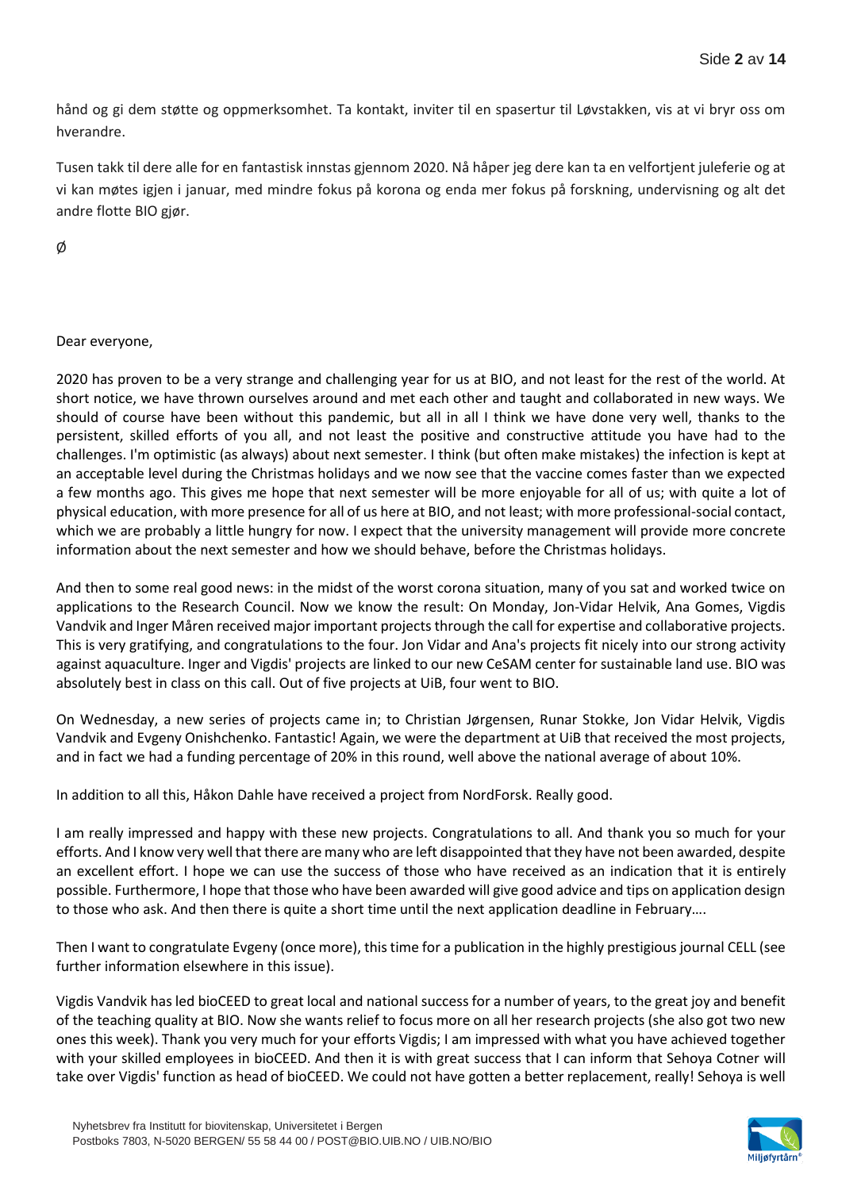hånd og gi dem støtte og oppmerksomhet. Ta kontakt, inviter til en spasertur til Løvstakken, vis at vi bryr oss om hverandre.

Tusen takk til dere alle for en fantastisk innstas gjennom 2020. Nå håper jeg dere kan ta en velfortjent juleferie og at vi kan møtes igjen i januar, med mindre fokus på korona og enda mer fokus på forskning, undervisning og alt det andre flotte BIO gjør.

Ø

Dear everyone,

2020 has proven to be a very strange and challenging year for us at BIO, and not least for the rest of the world. At short notice, we have thrown ourselves around and met each other and taught and collaborated in new ways. We should of course have been without this pandemic, but all in all I think we have done very well, thanks to the persistent, skilled efforts of you all, and not least the positive and constructive attitude you have had to the challenges. I'm optimistic (as always) about next semester. I think (but often make mistakes) the infection is kept at an acceptable level during the Christmas holidays and we now see that the vaccine comes faster than we expected a few months ago. This gives me hope that next semester will be more enjoyable for all of us; with quite a lot of physical education, with more presence for all of us here at BIO, and not least; with more professional-social contact, which we are probably a little hungry for now. I expect that the university management will provide more concrete information about the next semester and how we should behave, before the Christmas holidays.

And then to some real good news: in the midst of the worst corona situation, many of you sat and worked twice on applications to the Research Council. Now we know the result: On Monday, Jon-Vidar Helvik, Ana Gomes, Vigdis Vandvik and Inger Måren received major important projects through the call for expertise and collaborative projects. This is very gratifying, and congratulations to the four. Jon Vidar and Ana's projects fit nicely into our strong activity against aquaculture. Inger and Vigdis' projects are linked to our new CeSAM center for sustainable land use. BIO was absolutely best in class on this call. Out of five projects at UiB, four went to BIO.

On Wednesday, a new series of projects came in; to Christian Jørgensen, Runar Stokke, Jon Vidar Helvik, Vigdis Vandvik and Evgeny Onishchenko. Fantastic! Again, we were the department at UiB that received the most projects, and in fact we had a funding percentage of 20% in this round, well above the national average of about 10%.

In addition to all this, Håkon Dahle have received a project from NordForsk. Really good.

I am really impressed and happy with these new projects. Congratulations to all. And thank you so much for your efforts. And I know very well that there are many who are left disappointed that they have not been awarded, despite an excellent effort. I hope we can use the success of those who have received as an indication that it is entirely possible. Furthermore, I hope that those who have been awarded will give good advice and tips on application design to those who ask. And then there is quite a short time until the next application deadline in February….

Then I want to congratulate Evgeny (once more), this time for a publication in the highly prestigious journal CELL (see further information elsewhere in this issue).

Vigdis Vandvik has led bioCEED to great local and national success for a number of years, to the great joy and benefit of the teaching quality at BIO. Now she wants relief to focus more on all her research projects (she also got two new ones this week). Thank you very much for your efforts Vigdis; I am impressed with what you have achieved together with your skilled employees in bioCEED. And then it is with great success that I can inform that Sehoya Cotner will take over Vigdis' function as head of bioCEED. We could not have gotten a better replacement, really! Sehoya is well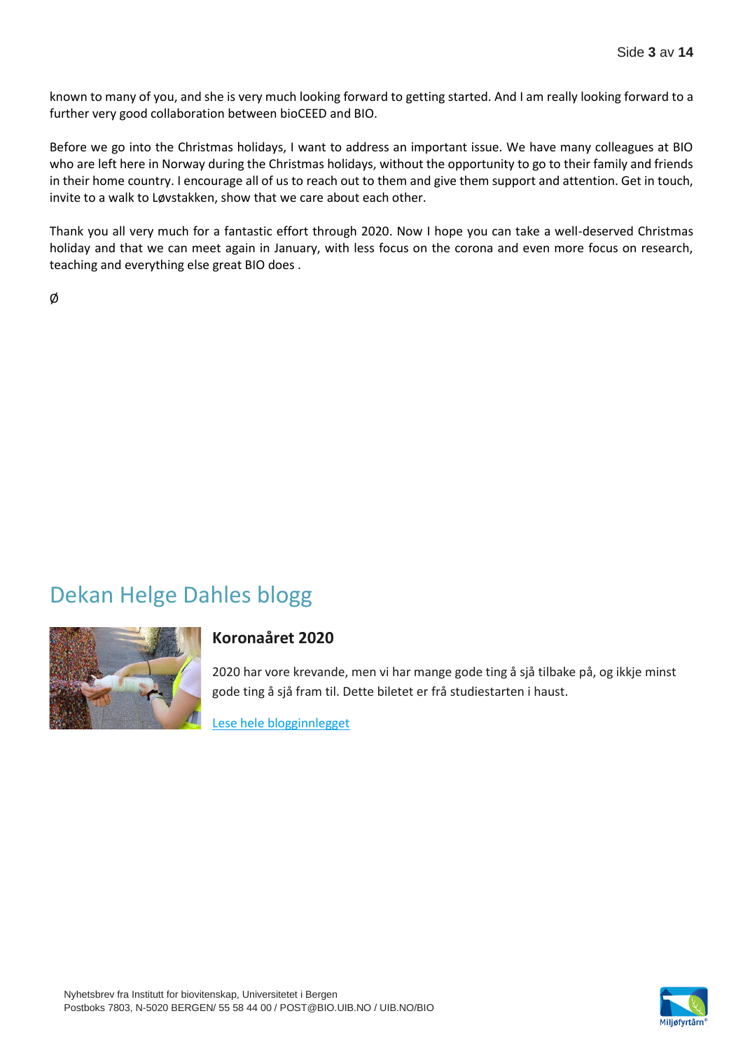known to many of you, and she is very much looking forward to getting started. And I am really looking forward to a further very good collaboration between bioCEED and BIO.

Before we go into the Christmas holidays, I want to address an important issue. We have many colleagues at BIO who are left here in Norway during the Christmas holidays, without the opportunity to go to their family and friends in their home country. I encourage all of us to reach out to them and give them support and attention. Get in touch, invite to a walk to Løvstakken, show that we care about each other.

Thank you all very much for a fantastic effort through 2020. Now I hope you can take a well-deserved Christmas holiday and that we can meet again in January, with less focus on the corona and even more focus on research, teaching and everything else great BIO does .

Ø

## Dekan Helge Dahles blogg

### Koronaåret 2020

2020 har vore krevande, men vi har mange gode ting å sjå tilbake på, og ikkje minst gode ting å sjå fram til. Dette biletet er frå studiestarten i haust.

Lese hele blogginnlegget

Nyhetsbrev fra Institutt for biovitenskap, Universitetet i Bergen
Postboks 7803, N-5020 BERGEN/ 55 58 44 00 / POST@BIO.UIB.NO / UIB.NO/BIO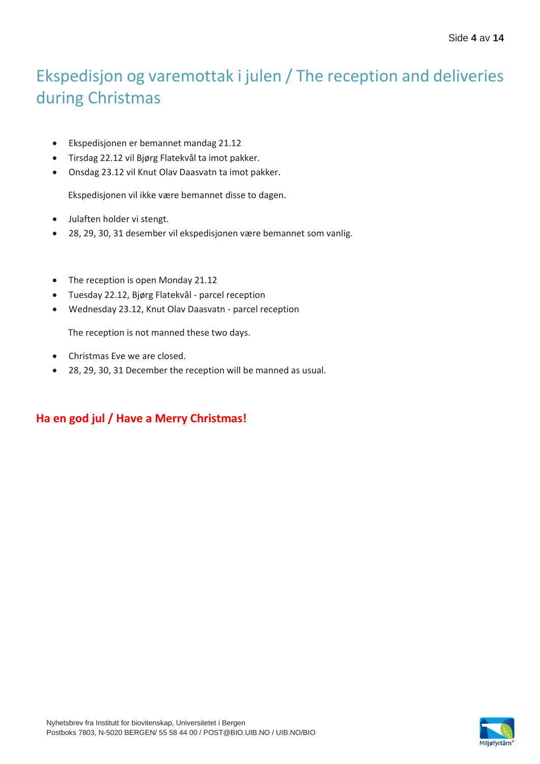# Ekspedisjon og varemottak i julen / The reception and deliveries during Christmas

- Ekspedisjonen er bemannet mandag 21.12
- Tirsdag 22.12 vil Bjørg Flatekvål ta imot pakker.
- Onsdag 23.12 vil Knut Olav Daasvatn ta imot pakker.

  Ekspedisjonen vil ikke være bemannet disse to dagen.

- Julaften holder vi stengt.
- 28, 29, 30, 31 desember vil ekspedisjonen være bemannet som vanlig.

- The reception is open Monday 21.12
- Tuesday 22.12, Bjørg Flatekvål - parcel reception
- Wednesday 23.12, Knut Olav Daasvatn - parcel reception

  The reception is not manned these two days.

- Christmas Eve we are closed.
- 28, 29, 30, 31 December the reception will be manned as usual.

**Ha en god jul / Have a Merry Christmas!**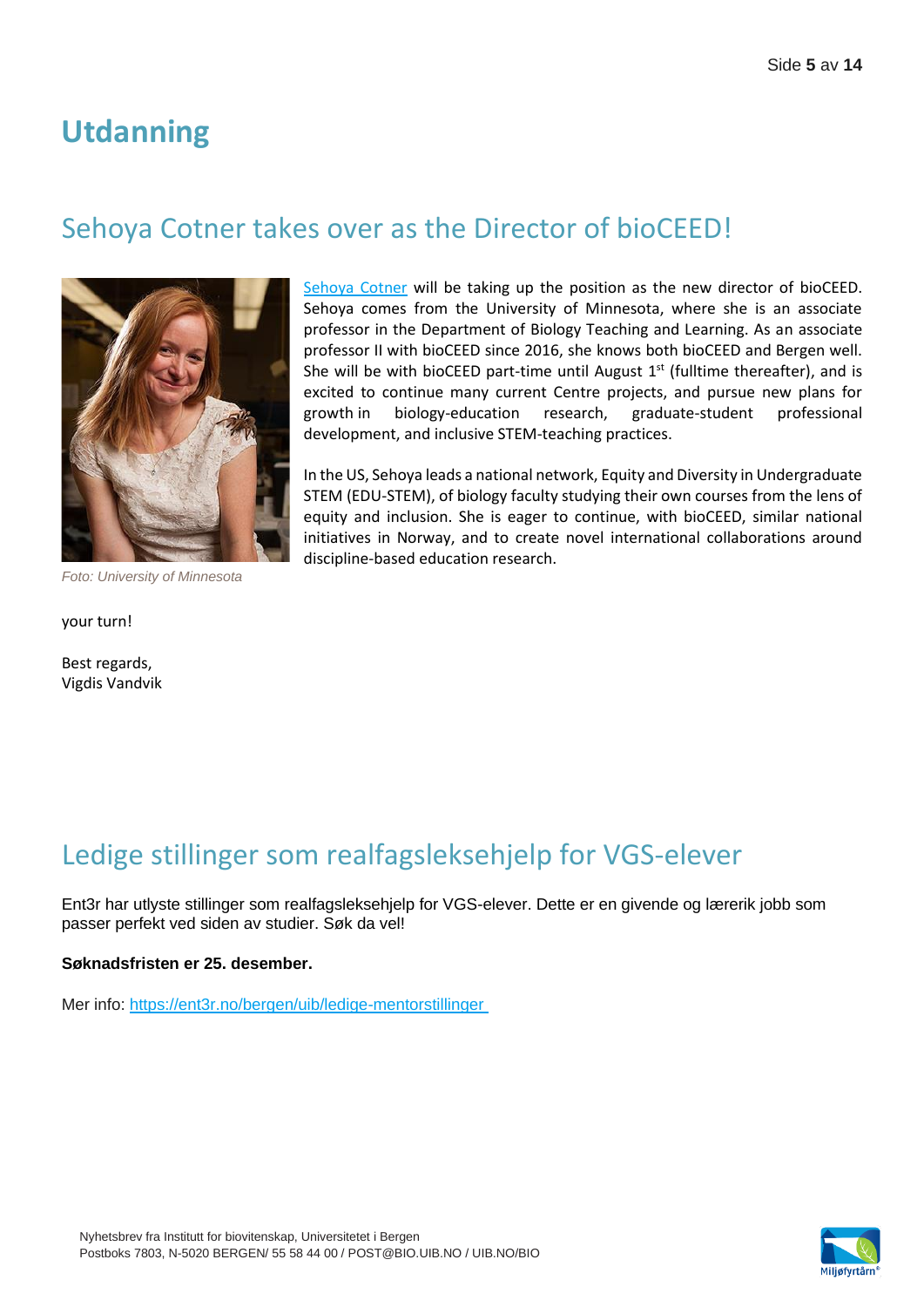# Utdanning

## Sehoya Cotner takes over as the Director of bioCEED!

Foto: University of Minnesota

Sehoya Cotner will be taking up the position as the new director of bioCEED. Sehoya comes from the University of Minnesota, where she is an associate professor in the Department of Biology Teaching and Learning. As an associate professor II with bioCEED since 2016, she knows both bioCEED and Bergen well. She will be with bioCEED part-time until August 1st (fulltime thereafter), and is excited to continue many current Centre projects, and pursue new plans for growth in biology-education research, graduate-student professional development, and inclusive STEM-teaching practices.

In the US, Sehoya leads a national network, Equity and Diversity in Undergraduate STEM (EDU-STEM), of biology faculty studying their own courses from the lens of equity and inclusion. She is eager to continue, with bioCEED, similar national initiatives in Norway, and to create novel international collaborations around discipline-based education research.

your turn!

Best regards,
Vigdis Vandvik

## Ledige stillinger som realfagsleksehjelp for VGS-elever

Ent3r har utlyste stillinger som realfagsleksehjelp for VGS-elever. Dette er en givende og lærerik jobb som passer perfekt ved siden av studier. Søk da vel!

**Søknadsfristen er 25. desember.**

Mer info: https://ent3r.no/bergen/uib/ledige-mentorstillinger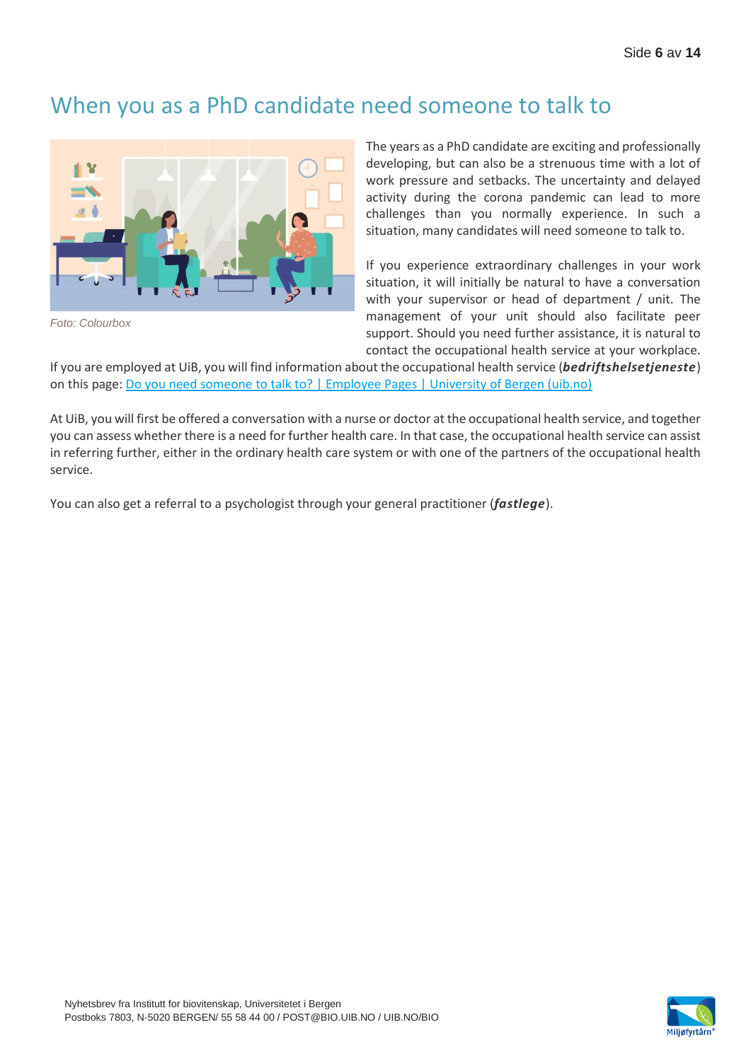# When you as a PhD candidate need someone to talk to

Foto: Colourbox

The years as a PhD candidate are exciting and professionally developing, but can also be a strenuous time with a lot of work pressure and setbacks. The uncertainty and delayed activity during the corona pandemic can lead to more challenges than you normally experience. In such a situation, many candidates will need someone to talk to.

If you experience extraordinary challenges in your work situation, it will initially be natural to have a conversation with your supervisor or head of department / unit. The management of your unit should also facilitate peer support. Should you need further assistance, it is natural to contact the occupational health service at your workplace. If you are employed at UiB, you will find information about the occupational health service (***bedriftshelsetjeneste***) on this page: [Do you need someone to talk to? | Employee Pages | University of Bergen (uib.no)]

At UiB, you will first be offered a conversation with a nurse or doctor at the occupational health service, and together you can assess whether there is a need for further health care. In that case, the occupational health service can assist in referring further, either in the ordinary health care system or with one of the partners of the occupational health service.

You can also get a referral to a psychologist through your general practitioner (***fastlege***).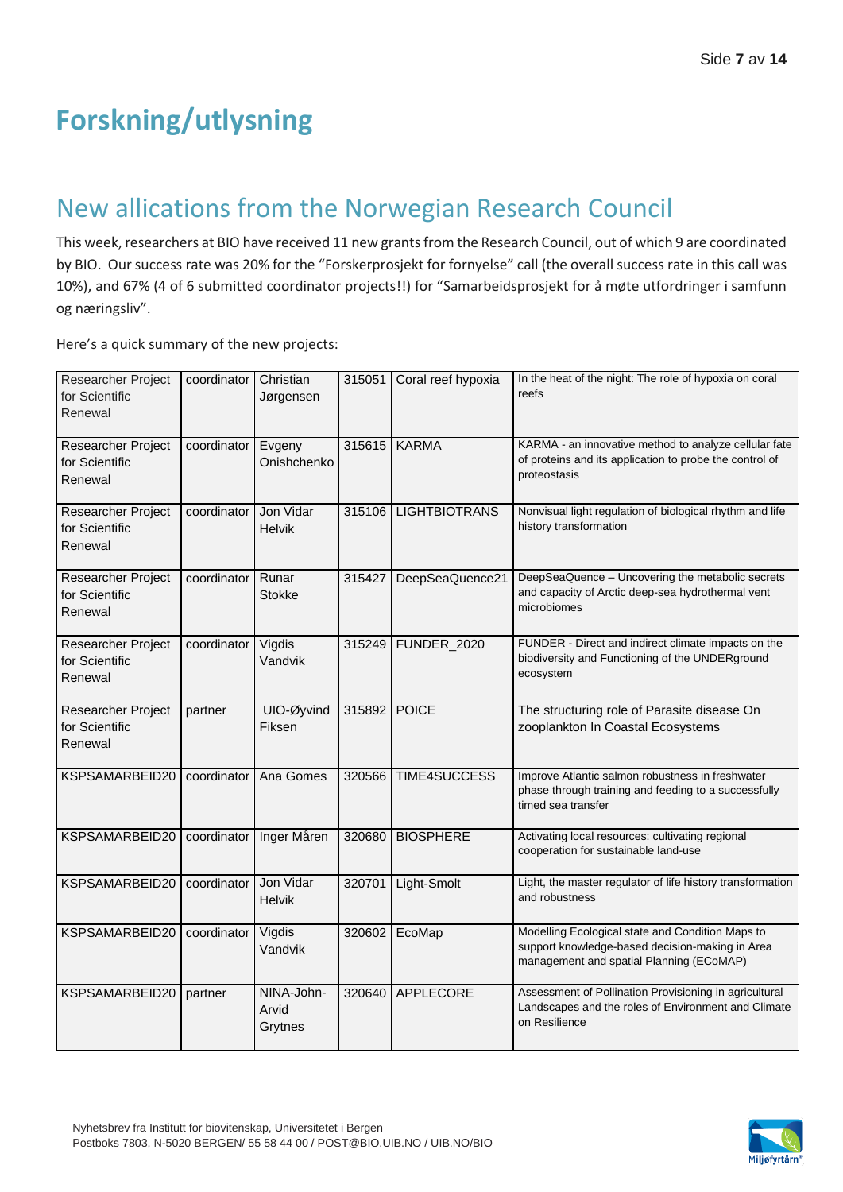# Forskning/utlysning

## New allications from the Norwegian Research Council

This week, researchers at BIO have received 11 new grants from the Research Council, out of which 9 are coordinated by BIO. Our success rate was 20% for the "Forskerprosjekt for fornyelse" call (the overall success rate in this call was 10%), and 67% (4 of 6 submitted coordinator projects!!) for "Samarbeidsprosjekt for å møte utfordringer i samfunn og næringsliv".

Here's a quick summary of the new projects:

| | | | | | |
|---|---|---|---|---|---|
| Researcher Project for Scientific Renewal | coordinator | Christian Jørgensen | 315051 | Coral reef hypoxia | In the heat of the night: The role of hypoxia on coral reefs |
| Researcher Project for Scientific Renewal | coordinator | Evgeny Onishchenko | 315615 | KARMA | KARMA - an innovative method to analyze cellular fate of proteins and its application to probe the control of proteostasis |
| Researcher Project for Scientific Renewal | coordinator | Jon Vidar Helvik | 315106 | LIGHTBIOTRANS | Nonvisual light regulation of biological rhythm and life history transformation |
| Researcher Project for Scientific Renewal | coordinator | Runar Stokke | 315427 | DeepSeaQuence21 | DeepSeaQuence – Uncovering the metabolic secrets and capacity of Arctic deep-sea hydrothermal vent microbiomes |
| Researcher Project for Scientific Renewal | coordinator | Vigdis Vandvik | 315249 | FUNDER_2020 | FUNDER - Direct and indirect climate impacts on the biodiversity and Functioning of the UNDERground ecosystem |
| Researcher Project for Scientific Renewal | partner | UIO-Øyvind Fiksen | 315892 | POICE | The structuring role of Parasite disease On zooplankton In Coastal Ecosystems |
| KSPSAMARBEID20 | coordinator | Ana Gomes | 320566 | TIME4SUCCESS | Improve Atlantic salmon robustness in freshwater phase through training and feeding to a successfully timed sea transfer |
| KSPSAMARBEID20 | coordinator | Inger Måren | 320680 | BIOSPHERE | Activating local resources: cultivating regional cooperation for sustainable land-use |
| KSPSAMARBEID20 | coordinator | Jon Vidar Helvik | 320701 | Light-Smolt | Light, the master regulator of life history transformation and robustness |
| KSPSAMARBEID20 | coordinator | Vigdis Vandvik | 320602 | EcoMap | Modelling Ecological state and Condition Maps to support knowledge-based decision-making in Area management and spatial Planning (ECoMAP) |
| KSPSAMARBEID20 | partner | NINA-John-Arvid Grytnes | 320640 | APPLECORE | Assessment of Pollination Provisioning in agricultural Landscapes and the roles of Environment and Climate on Resilience |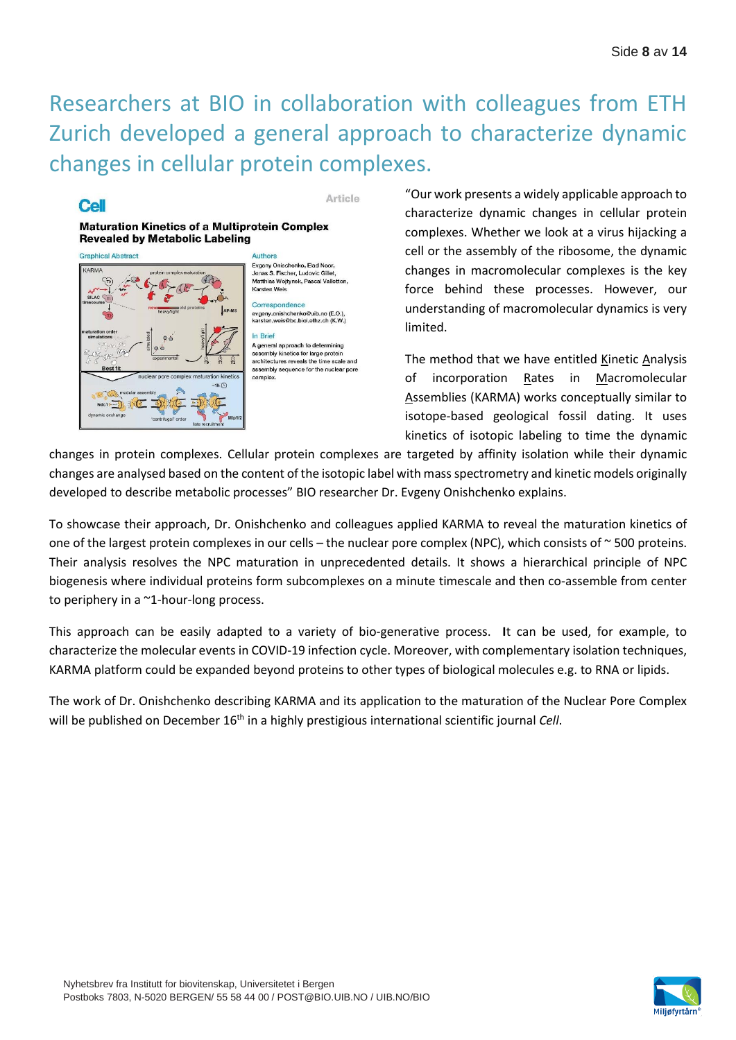# Researchers at BIO in collaboration with colleagues from ETH Zurich developed a general approach to characterize dynamic changes in cellular protein complexes.

"Our work presents a widely applicable approach to characterize dynamic changes in cellular protein complexes. Whether we look at a virus hijacking a cell or the assembly of the ribosome, the dynamic changes in macromolecular complexes is the key force behind these processes. However, our understanding of macromolecular dynamics is very limited.

The method that we have entitled Kinetic Analysis of incorporation Rates in Macromolecular Assemblies (KARMA) works conceptually similar to isotope-based geological fossil dating. It uses kinetics of isotopic labeling to time the dynamic changes in protein complexes. Cellular protein complexes are targeted by affinity isolation while their dynamic changes are analysed based on the content of the isotopic label with mass spectrometry and kinetic models originally developed to describe metabolic processes" BIO researcher Dr. Evgeny Onishchenko explains.

To showcase their approach, Dr. Onishchenko and colleagues applied KARMA to reveal the maturation kinetics of one of the largest protein complexes in our cells – the nuclear pore complex (NPC), which consists of ~ 500 proteins. Their analysis resolves the NPC maturation in unprecedented details. It shows a hierarchical principle of NPC biogenesis where individual proteins form subcomplexes on a minute timescale and then co-assemble from center to periphery in a ~1-hour-long process.

This approach can be easily adapted to a variety of bio-generative process. **I**t can be used, for example, to characterize the molecular events in COVID-19 infection cycle. Moreover, with complementary isolation techniques, KARMA platform could be expanded beyond proteins to other types of biological molecules e.g. to RNA or lipids.

The work of Dr. Onishchenko describing KARMA and its application to the maturation of the Nuclear Pore Complex will be published on December 16th in a highly prestigious international scientific journal *Cell*.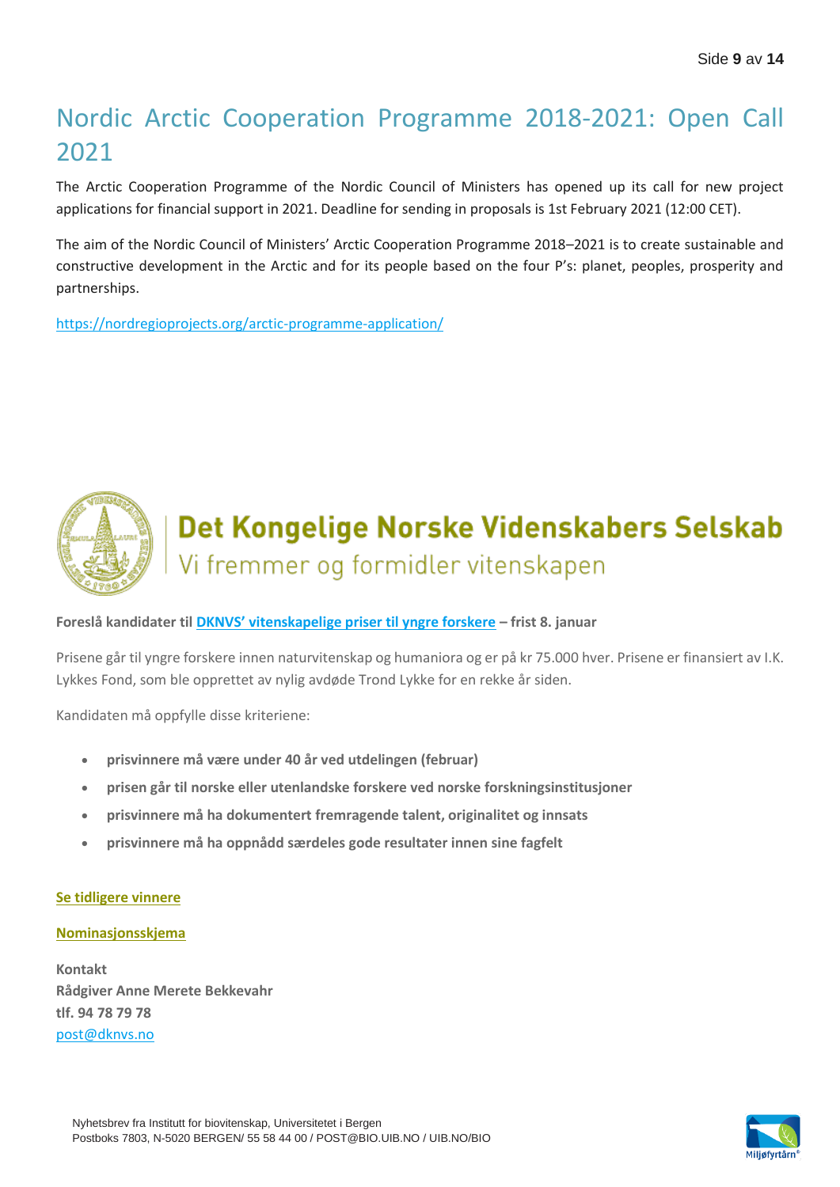# Nordic Arctic Cooperation Programme 2018-2021: Open Call 2021

The Arctic Cooperation Programme of the Nordic Council of Ministers has opened up its call for new project applications for financial support in 2021. Deadline for sending in proposals is 1st February 2021 (12:00 CET).

The aim of the Nordic Council of Ministers' Arctic Cooperation Programme 2018–2021 is to create sustainable and constructive development in the Arctic and for its people based on the four P's: planet, peoples, prosperity and partnerships.

https://nordregioprojects.org/arctic-programme-application/

## Det Kongelige Norske Videnskabers Selskab

Vi fremmer og formidler vitenskapen

**Foreslå kandidater til DKNVS' vitenskapelige priser til yngre forskere – frist 8. januar**

Prisene går til yngre forskere innen naturvitenskap og humaniora og er på kr 75.000 hver. Prisene er finansiert av I.K. Lykkes Fond, som ble opprettet av nylig avdøde Trond Lykke for en rekke år siden.

Kandidaten må oppfylle disse kriteriene:

- **prisvinnere må være under 40 år ved utdelingen (februar)**
- **prisen går til norske eller utenlandske forskere ved norske forskningsinstitusjoner**
- **prisvinnere må ha dokumentert fremragende talent, originalitet og innsats**
- **prisvinnere må ha oppnådd særdeles gode resultater innen sine fagfelt**

**Se tidligere vinnere**

**Nominasjonsskjema**

**Kontakt**
**Rådgiver Anne Merete Bekkevahr**
**tlf. 94 78 79 78**
post@dknvs.no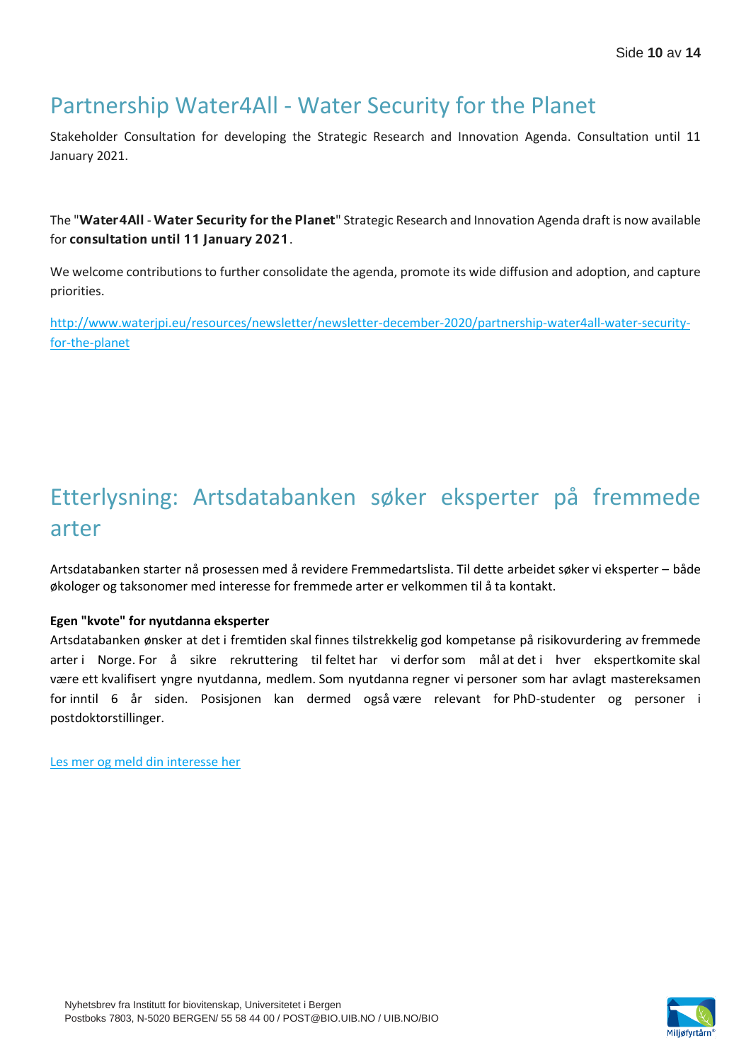# Partnership Water4All - Water Security for the Planet

Stakeholder Consultation for developing the Strategic Research and Innovation Agenda. Consultation until 11 January 2021.

The "**Water4All** - **Water Security for the Planet**" Strategic Research and Innovation Agenda draft is now available for **consultation until 11 January 2021**.

We welcome contributions to further consolidate the agenda, promote its wide diffusion and adoption, and capture priorities.

[http://www.waterjpi.eu/resources/newsletter/newsletter-december-2020/partnership-water4all-water-security-for-the-planet](http://www.waterjpi.eu/resources/newsletter/newsletter-december-2020/partnership-water4all-water-security-for-the-planet)

# Etterlysning: Artsdatabanken søker eksperter på fremmede arter

Artsdatabanken starter nå prosessen med å revidere Fremmedartslista. Til dette arbeidet søker vi eksperter – både økologer og taksonomer med interesse for fremmede arter er velkommen til å ta kontakt.

**Egen "kvote" for nyutdanna eksperter**

Artsdatabanken ønsker at det i fremtiden skal finnes tilstrekkelig god kompetanse på risikovurdering av fremmede arter i Norge. For å sikre rekruttering til feltet har vi derfor som mål at det i hver ekspertkomite skal være ett kvalifisert yngre nyutdanna, medlem. Som nyutdanna regner vi personer som har avlagt mastereksamen for inntil 6 år siden. Posisjonen kan dermed også være relevant for PhD-studenter og personer i postdoktorstillinger.

Les mer og meld din interesse her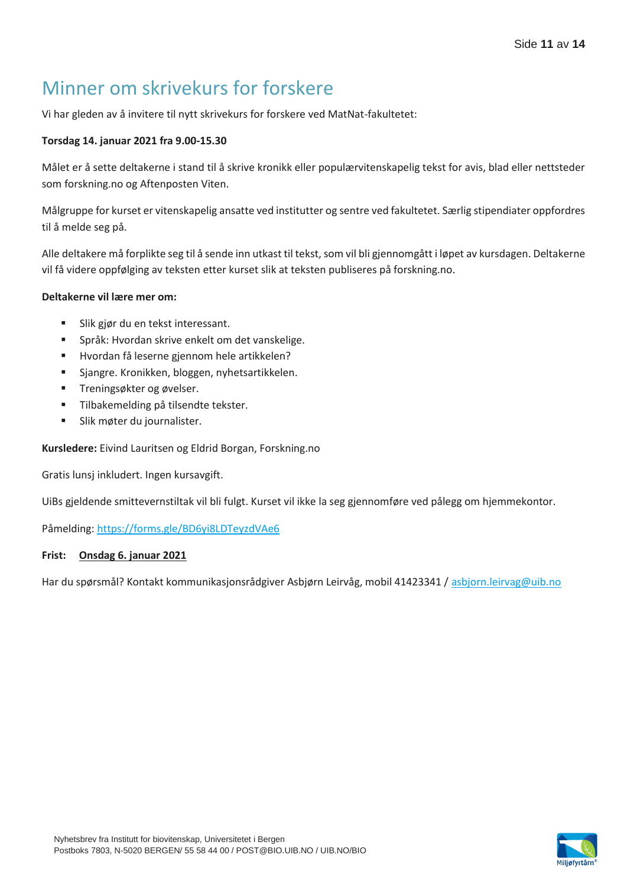# Minner om skrivekurs for forskere

Vi har gleden av å invitere til nytt skrivekurs for forskere ved MatNat-fakultetet:

**Torsdag 14. januar 2021 fra 9.00-15.30**

Målet er å sette deltakerne i stand til å skrive kronikk eller populærvitenskapelig tekst for avis, blad eller nettsteder som forskning.no og Aftenposten Viten.

Målgruppe for kurset er vitenskapelig ansatte ved institutter og sentre ved fakultetet. Særlig stipendiater oppfordres til å melde seg på.

Alle deltakere må forplikte seg til å sende inn utkast til tekst, som vil bli gjennomgått i løpet av kursdagen. Deltakerne vil få videre oppfølging av teksten etter kurset slik at teksten publiseres på forskning.no.

**Deltakerne vil lære mer om:**

- Slik gjør du en tekst interessant.
- Språk: Hvordan skrive enkelt om det vanskelige.
- Hvordan få leserne gjennom hele artikkelen?
- Sjangre. Kronikken, bloggen, nyhetsartikkelen.
- Treningsøkter og øvelser.
- Tilbakemelding på tilsendte tekster.
- Slik møter du journalister.

**Kursledere:** Eivind Lauritsen og Eldrid Borgan, Forskning.no

Gratis lunsj inkludert. Ingen kursavgift.

UiBs gjeldende smittevernstiltak vil bli fulgt. Kurset vil ikke la seg gjennomføre ved pålegg om hjemmekontor.

Påmelding: https://forms.gle/BD6yi8LDTeyzdVAe6

**Frist: Onsdag 6. januar 2021**

Har du spørsmål? Kontakt kommunikasjonsrådgiver Asbjørn Leirvåg, mobil 41423341 / asbjorn.leirvag@uib.no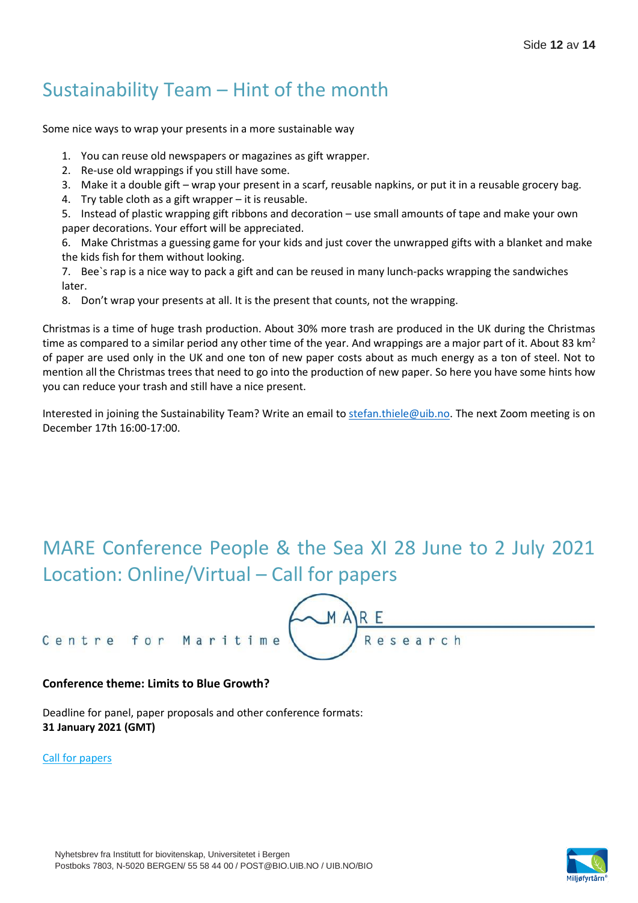## Sustainability Team – Hint of the month

Some nice ways to wrap your presents in a more sustainable way

1. You can reuse old newspapers or magazines as gift wrapper.
2. Re-use old wrappings if you still have some.
3. Make it a double gift – wrap your present in a scarf, reusable napkins, or put it in a reusable grocery bag.
4. Try table cloth as a gift wrapper – it is reusable.
5. Instead of plastic wrapping gift ribbons and decoration – use small amounts of tape and make your own paper decorations. Your effort will be appreciated.
6. Make Christmas a guessing game for your kids and just cover the unwrapped gifts with a blanket and make the kids fish for them without looking.
7. Bee`s rap is a nice way to pack a gift and can be reused in many lunch-packs wrapping the sandwiches later.
8. Don't wrap your presents at all. It is the present that counts, not the wrapping.

Christmas is a time of huge trash production. About 30% more trash are produced in the UK during the Christmas time as compared to a similar period any other time of the year. And wrappings are a major part of it. About 83 $km^2$ of paper are used only in the UK and one ton of new paper costs about as much energy as a ton of steel. Not to mention all the Christmas trees that need to go into the production of new paper. So here you have some hints how you can reduce your trash and still have a nice present.

Interested in joining the Sustainability Team? Write an email to stefan.thiele@uib.no. The next Zoom meeting is on December 17th 16:00-17:00.

## MARE Conference People & the Sea XI 28 June to 2 July 2021 Location: Online/Virtual – Call for papers

Centre for Maritime MARE Research

**Conference theme: Limits to Blue Growth?**

Deadline for panel, paper proposals and other conference formats:
**31 January 2021 (GMT)**

Call for papers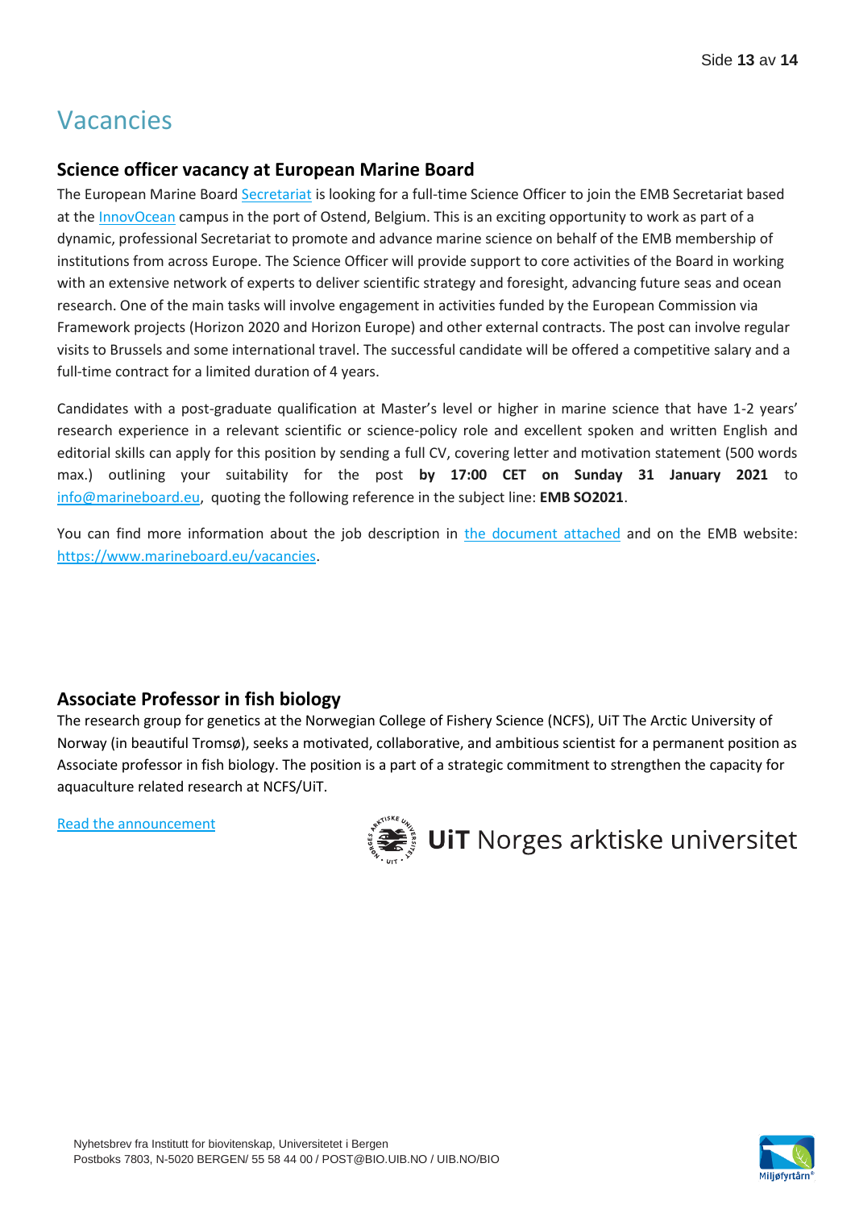# Vacancies

## Science officer vacancy at European Marine Board

The European Marine Board Secretariat is looking for a full-time Science Officer to join the EMB Secretariat based at the InnovOcean campus in the port of Ostend, Belgium. This is an exciting opportunity to work as part of a dynamic, professional Secretariat to promote and advance marine science on behalf of the EMB membership of institutions from across Europe. The Science Officer will provide support to core activities of the Board in working with an extensive network of experts to deliver scientific strategy and foresight, advancing future seas and ocean research. One of the main tasks will involve engagement in activities funded by the European Commission via Framework projects (Horizon 2020 and Horizon Europe) and other external contracts. The post can involve regular visits to Brussels and some international travel. The successful candidate will be offered a competitive salary and a full-time contract for a limited duration of 4 years.

Candidates with a post-graduate qualification at Master's level or higher in marine science that have 1-2 years' research experience in a relevant scientific or science-policy role and excellent spoken and written English and editorial skills can apply for this position by sending a full CV, covering letter and motivation statement (500 words max.) outlining your suitability for the post **by 17:00 CET on Sunday 31 January 2021** to info@marineboard.eu, quoting the following reference in the subject line: **EMB SO2021**.

You can find more information about the job description in the document attached and on the EMB website: https://www.marineboard.eu/vacancies.

## Associate Professor in fish biology

The research group for genetics at the Norwegian College of Fishery Science (NCFS), UiT The Arctic University of Norway (in beautiful Tromsø), seeks a motivated, collaborative, and ambitious scientist for a permanent position as Associate professor in fish biology. The position is a part of a strategic commitment to strengthen the capacity for aquaculture related research at NCFS/UiT.

Read the announcement

UiT Norges arktiske universitet

Nyhetsbrev fra Institutt for biovitenskap, Universitetet i Bergen
Postboks 7803, N-5020 BERGEN/ 55 58 44 00 / POST@BIO.UIB.NO / UIB.NO/BIO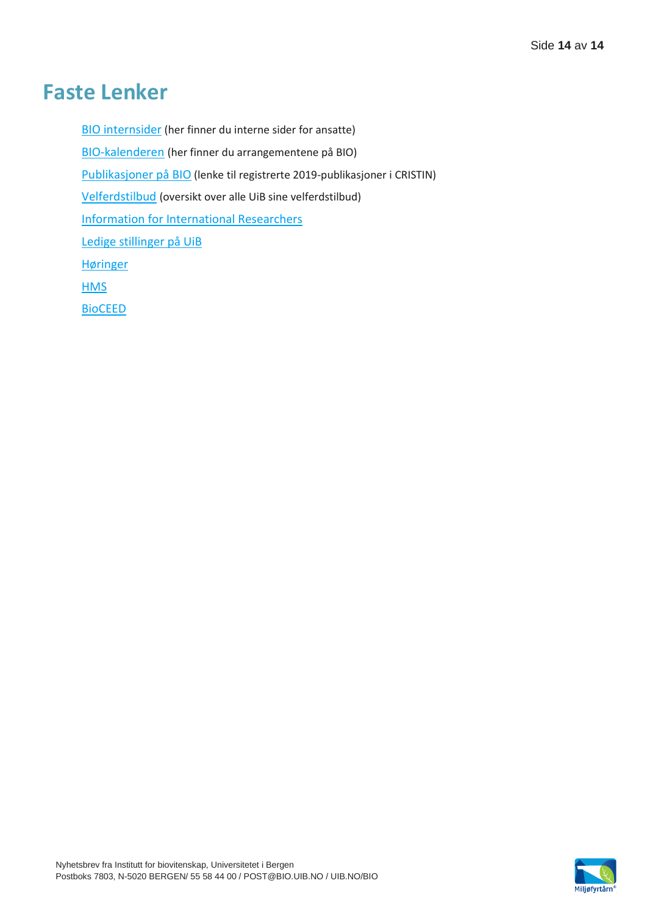# Faste Lenker

- BIO internsider (her finner du interne sider for ansatte)
- BIO-kalenderen (her finner du arrangementene på BIO)
- Publikasjoner på BIO (lenke til registrerte 2019-publikasjoner i CRISTIN)
- Velferdstilbud (oversikt over alle UiB sine velferdstilbud)
- Information for International Researchers
- Ledige stillinger på UiB
- Høringer
- HMS
- BioCEED